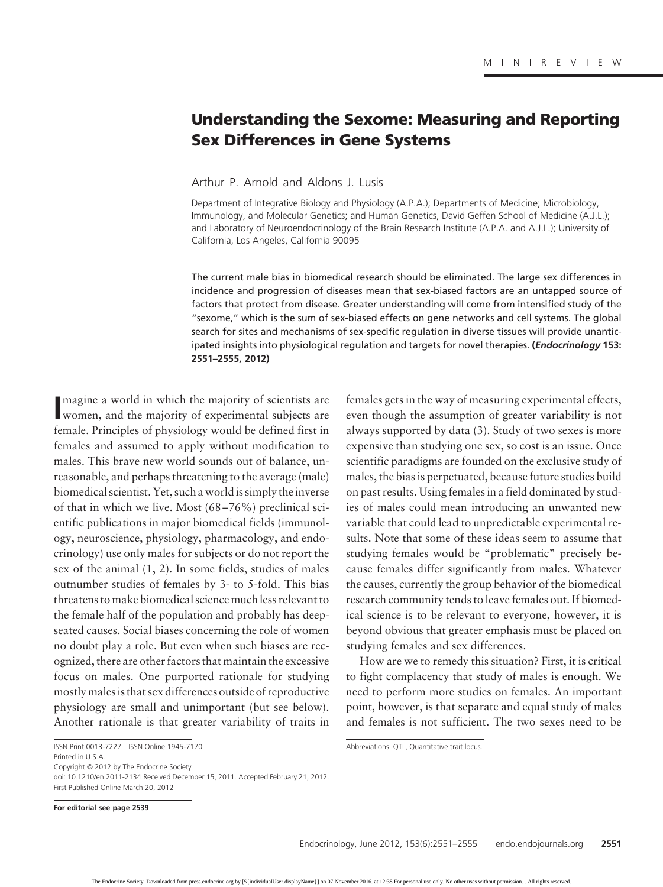MINIREVIEW

# Understanding the Sexome: Measuring and Reporting Sex Differences in Gene Systems

Arthur P. Arnold and Aldons J. Lusis

Department of Integrative Biology and Physiology (A.P.A.); Departments of Medicine; Microbiology, Immunology, and Molecular Genetics; and Human Genetics, David Geffen School of Medicine (A.J.L.); and Laboratory of Neuroendocrinology of the Brain Research Institute (A.P.A. and A.J.L.); University of California, Los Angeles, California 90095

The current male bias in biomedical research should be eliminated. The large sex differences in incidence and progression of diseases mean that sex-biased factors are an untapped source of factors that protect from disease. Greater understanding will come from intensified study of the "sexome," which is the sum of sex-biased effects on gene networks and cell systems. The global search for sites and mechanisms of sex-specific regulation in diverse tissues will provide unanticipated insights into physiological regulation and targets for novel therapies. **(*Endocrinology* 153: 2551–2555, 2012)**

Imagine a world in which the majority of scientists are women, and the majority of experimental subjects are female. Principles of physiology would be defined first in females and assumed to apply without modification to males. This brave new world sounds out of balance, unreasonable, and perhaps threatening to the average (male) biomedical scientist. Yet, such a world is simply the inverse of that in which we live. Most (68–76%) preclinical scientific publications in major biomedical fields (immunology, neuroscience, physiology, pharmacology, and endocrinology) use only males for subjects or do not report the sex of the animal (1, 2). In some fields, studies of males outnumber studies of females by 3- to 5-fold. This bias threatens to make biomedical science much less relevant to the female half of the population and probably has deep-seated causes. Social biases concerning the role of women no doubt play a role. But even when such biases are recognized, there are other factors that maintain the excessive focus on males. One purported rationale for studying mostly males is that sex differences outside of reproductive physiology are small and unimportant (but see below). Another rationale is that greater variability of traits in females gets in the way of measuring experimental effects, even though the assumption of greater variability is not always supported by data (3). Study of two sexes is more expensive than studying one sex, so cost is an issue. Once scientific paradigms are founded on the exclusive study of males, the bias is perpetuated, because future studies build on past results. Using females in a field dominated by studies of males could mean introducing an unwanted new variable that could lead to unpredictable experimental results. Note that some of these ideas seem to assume that studying females would be "problematic" precisely because females differ significantly from males. Whatever the causes, currently the group behavior of the biomedical research community tends to leave females out. If biomedical science is to be relevant to everyone, however, it is beyond obvious that greater emphasis must be placed on studying females and sex differences.

How are we to remedy this situation? First, it is critical to fight complacency that study of males is enough. We need to perform more studies on females. An important point, however, is that separate and equal study of males and females is not sufficient. The two sexes need to be

ISSN Print 0013-7227 ISSN Online 1945-7170
Printed in U.S.A.
Copyright © 2012 by The Endocrine Society
doi: 10.1210/en.2011-2134 Received December 15, 2011. Accepted February 21, 2012.
First Published Online March 20, 2012

**For editorial see page 2539**

Abbreviations: QTL, Quantitative trait locus.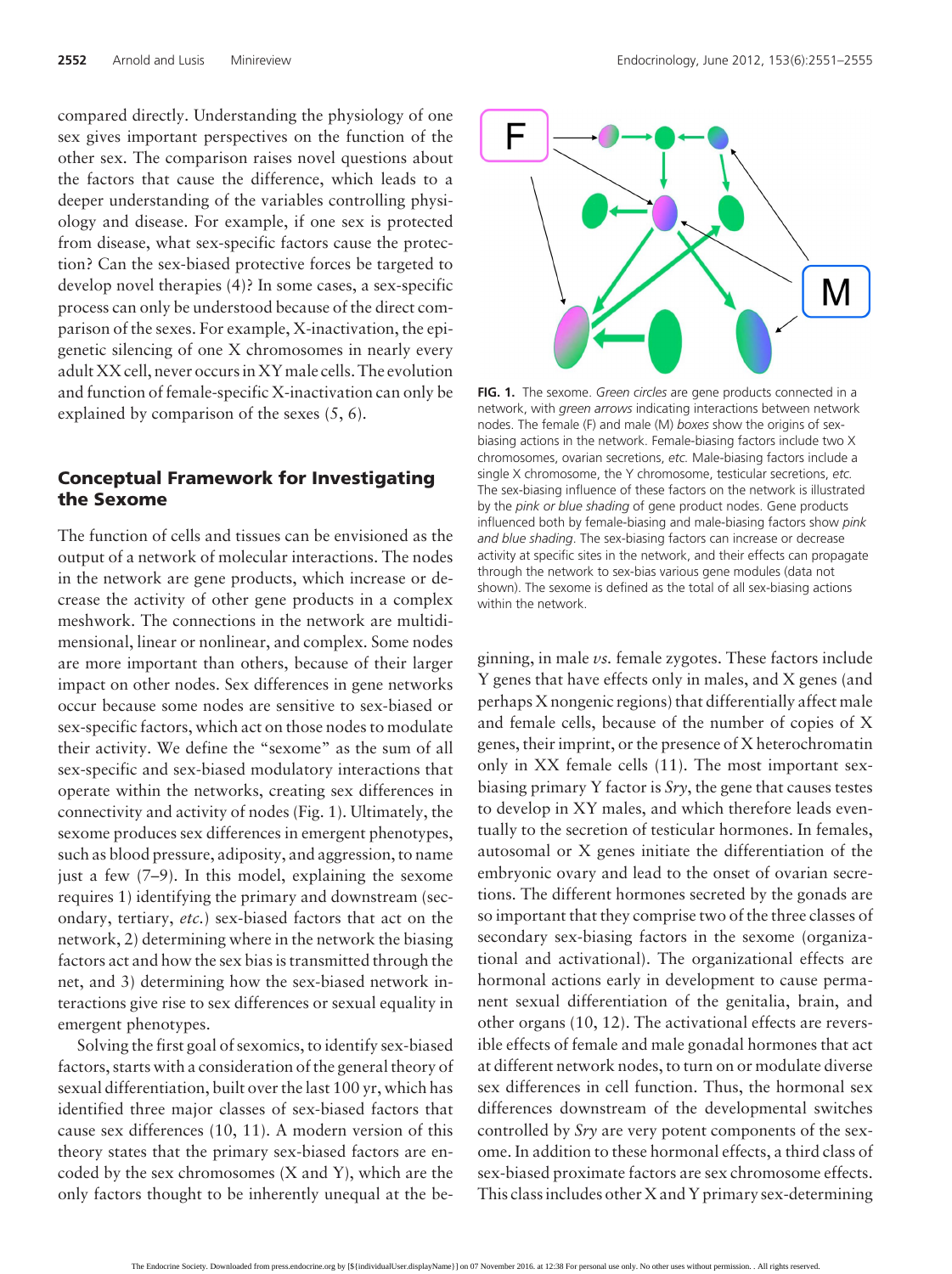compared directly. Understanding the physiology of one sex gives important perspectives on the function of the other sex. The comparison raises novel questions about the factors that cause the difference, which leads to a deeper understanding of the variables controlling physiology and disease. For example, if one sex is protected from disease, what sex-specific factors cause the protection? Can the sex-biased protective forces be targeted to develop novel therapies (4)? In some cases, a sex-specific process can only be understood because of the direct comparison of the sexes. For example, X-inactivation, the epigenetic silencing of one X chromosomes in nearly every adult XX cell, never occurs in XY male cells. The evolution and function of female-specific X-inactivation can only be explained by comparison of the sexes (5, 6).

## Conceptual Framework for Investigating the Sexome

The function of cells and tissues can be envisioned as the output of a network of molecular interactions. The nodes in the network are gene products, which increase or decrease the activity of other gene products in a complex meshwork. The connections in the network are multidimensional, linear or nonlinear, and complex. Some nodes are more important than others, because of their larger impact on other nodes. Sex differences in gene networks occur because some nodes are sensitive to sex-biased or sex-specific factors, which act on those nodes to modulate their activity. We define the "sexome" as the sum of all sex-specific and sex-biased modulatory interactions that operate within the networks, creating sex differences in connectivity and activity of nodes (Fig. 1). Ultimately, the sexome produces sex differences in emergent phenotypes, such as blood pressure, adiposity, and aggression, to name just a few (7–9). In this model, explaining the sexome requires 1) identifying the primary and downstream (secondary, tertiary, *etc.*) sex-biased factors that act on the network, 2) determining where in the network the biasing factors act and how the sex bias is transmitted through the net, and 3) determining how the sex-biased network interactions give rise to sex differences or sexual equality in emergent phenotypes.

Solving the first goal of sexomics, to identify sex-biased factors, starts with a consideration of the general theory of sexual differentiation, built over the last 100 yr, which has identified three major classes of sex-biased factors that cause sex differences (10, 11). A modern version of this theory states that the primary sex-biased factors are encoded by the sex chromosomes (X and Y), which are the only factors thought to be inherently unequal at the beginning, in male *vs.* female zygotes. These factors include Y genes that have effects only in males, and X genes (and perhaps X nongenic regions) that differentially affect male and female cells, because of the number of copies of X genes, their imprint, or the presence of X heterochromatin only in XX female cells (11). The most important sex-biasing primary Y factor is *Sry*, the gene that causes testes to develop in XY males, and which therefore leads eventually to the secretion of testicular hormones. In females, autosomal or X genes initiate the differentiation of the embryonic ovary and lead to the onset of ovarian secretions. The different hormones secreted by the gonads are so important that they comprise two of the three classes of secondary sex-biasing factors in the sexome (organizational and activational). The organizational effects are hormonal actions early in development to cause permanent sexual differentiation of the genitalia, brain, and other organs (10, 12). The activational effects are reversible effects of female and male gonadal hormones that act at different network nodes, to turn on or modulate diverse sex differences in cell function. Thus, the hormonal sex differences downstream of the developmental switches controlled by *Sry* are very potent components of the sexome. In addition to these hormonal effects, a third class of sex-biased proximate factors are sex chromosome effects. This class includes other X and Y primary sex-determining

**FIG. 1.** The sexome. *Green circles* are gene products connected in a network, with *green arrows* indicating interactions between network nodes. The female (F) and male (M) *boxes* show the origins of sex-biasing actions in the network. Female-biasing factors include two X chromosomes, ovarian secretions, *etc.* Male-biasing factors include a single X chromosome, the Y chromosome, testicular secretions, *etc.* The sex-biasing influence of these factors on the network is illustrated by the *pink or blue shading* of gene product nodes. Gene products influenced both by female-biasing and male-biasing factors show *pink and blue shading*. The sex-biasing factors can increase or decrease activity at specific sites in the network, and their effects can propagate through the network to sex-bias various gene modules (data not shown). The sexome is defined as the total of all sex-biasing actions within the network.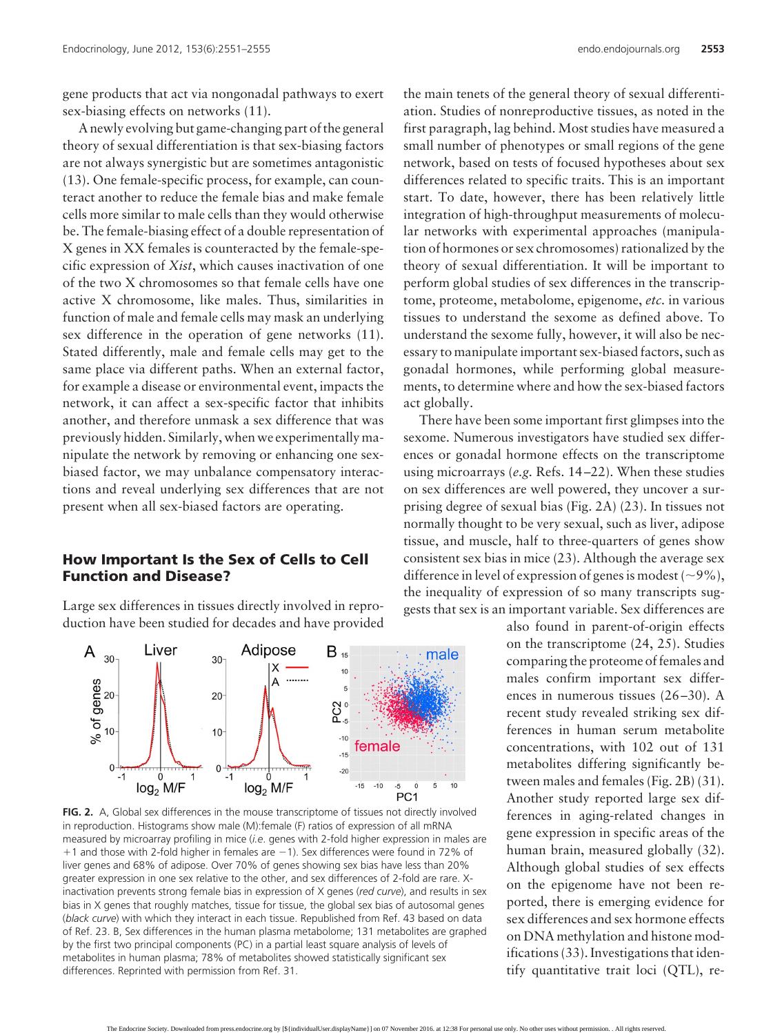gene products that act via nongonadal pathways to exert sex-biasing effects on networks (11).

A newly evolving but game-changing part of the general theory of sexual differentiation is that sex-biasing factors are not always synergistic but are sometimes antagonistic (13). One female-specific process, for example, can counteract another to reduce the female bias and make female cells more similar to male cells than they would otherwise be. The female-biasing effect of a double representation of X genes in XX females is counteracted by the female-specific expression of *Xist*, which causes inactivation of one of the two X chromosomes so that female cells have one active X chromosome, like males. Thus, similarities in function of male and female cells may mask an underlying sex difference in the operation of gene networks (11). Stated differently, male and female cells may get to the same place via different paths. When an external factor, for example a disease or environmental event, impacts the network, it can affect a sex-specific factor that inhibits another, and therefore unmask a sex difference that was previously hidden. Similarly, when we experimentally manipulate the network by removing or enhancing one sex-biased factor, we may unbalance compensatory interactions and reveal underlying sex differences that are not present when all sex-biased factors are operating.

## How Important Is the Sex of Cells to Cell Function and Disease?

Large sex differences in tissues directly involved in reproduction have been studied for decades and have provided the main tenets of the general theory of sexual differentiation. Studies of nonreproductive tissues, as noted in the first paragraph, lag behind. Most studies have measured a small number of phenotypes or small regions of the gene network, based on tests of focused hypotheses about sex differences related to specific traits. This is an important start. To date, however, there has been relatively little integration of high-throughput measurements of molecular networks with experimental approaches (manipulation of hormones or sex chromosomes) rationalized by the theory of sexual differentiation. It will be important to perform global studies of sex differences in the transcriptome, proteome, metabolome, epigenome, *etc.* in various tissues to understand the sexome as defined above. To understand the sexome fully, however, it will also be necessary to manipulate important sex-biased factors, such as gonadal hormones, while performing global measurements, to determine where and how the sex-biased factors act globally.

There have been some important first glimpses into the sexome. Numerous investigators have studied sex differences or gonadal hormone effects on the transcriptome using microarrays (*e.g.* Refs. 14–22). When these studies on sex differences are well powered, they uncover a surprising degree of sexual bias (Fig. 2A) (23). In tissues not normally thought to be very sexual, such as liver, adipose tissue, and muscle, half to three-quarters of genes show consistent sex bias in mice (23). Although the average sex difference in level of expression of genes is modest (~9%), the inequality of expression of so many transcripts suggests that sex is an important variable. Sex differences are also found in parent-of-origin effects on the transcriptome (24, 25). Studies comparing the proteome of females and males confirm important sex differences in numerous tissues (26–30). A recent study revealed striking sex differences in human serum metabolite concentrations, with 102 out of 131 metabolites differing significantly between males and females (Fig. 2B) (31). Another study reported large sex differences in aging-related changes in gene expression in specific areas of the human brain, measured globally (32). Although global studies of sex effects on the epigenome have not been reported, there is emerging evidence for sex differences and sex hormone effects on DNA methylation and histone modifications (33). Investigations that identify quantitative trait loci (QTL), re-

**FIG. 2.** A, Global sex differences in the mouse transcriptome of tissues not directly involved in reproduction. Histograms show male (M):female (F) ratios of expression of all mRNA measured by microarray profiling in mice (*i.e.* genes with 2-fold higher expression in males are +1 and those with 2-fold higher in females are −1). Sex differences were found in 72% of liver genes and 68% of adipose. Over 70% of genes showing sex bias have less than 20% greater expression in one sex relative to the other, and sex differences of 2-fold are rare. X-inactivation prevents strong female bias in expression of X genes (*red curve*), and results in sex bias in X genes that roughly matches, tissue for tissue, the global sex bias of autosomal genes (*black curve*) with which they interact in each tissue. Republished from Ref. 43 based on data of Ref. 23. B, Sex differences in the human plasma metabolome; 131 metabolites are graphed by the first two principal components (PC) in a partial least square analysis of levels of metabolites in human plasma; 78% of metabolites showed statistically significant sex differences. Reprinted with permission from Ref. 31.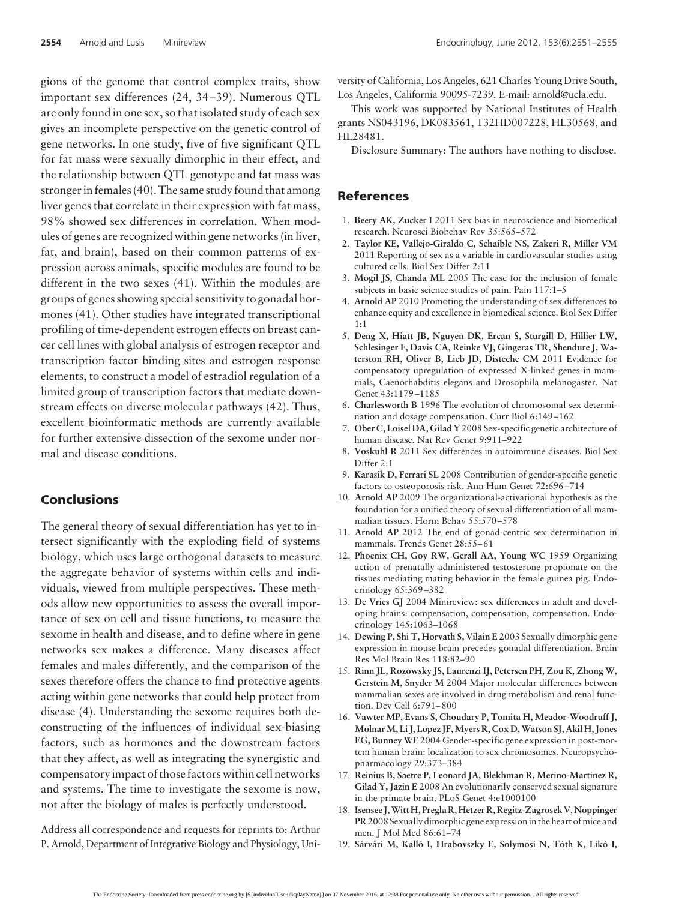gions of the genome that control complex traits, show important sex differences (24, 34–39). Numerous QTL are only found in one sex, so that isolated study of each sex gives an incomplete perspective on the genetic control of gene networks. In one study, five of five significant QTL for fat mass were sexually dimorphic in their effect, and the relationship between QTL genotype and fat mass was stronger in females (40). The same study found that among liver genes that correlate in their expression with fat mass, 98% showed sex differences in correlation. When modules of genes are recognized within gene networks (in liver, fat, and brain), based on their common patterns of expression across animals, specific modules are found to be different in the two sexes (41). Within the modules are groups of genes showing special sensitivity to gonadal hormones (41). Other studies have integrated transcriptional profiling of time-dependent estrogen effects on breast cancer cell lines with global analysis of estrogen receptor and transcription factor binding sites and estrogen response elements, to construct a model of estradiol regulation of a limited group of transcription factors that mediate downstream effects on diverse molecular pathways (42). Thus, excellent bioinformatic methods are currently available for further extensive dissection of the sexome under normal and disease conditions.

## Conclusions

The general theory of sexual differentiation has yet to intersect significantly with the exploding field of systems biology, which uses large orthogonal datasets to measure the aggregate behavior of systems within cells and individuals, viewed from multiple perspectives. These methods allow new opportunities to assess the overall importance of sex on cell and tissue functions, to measure the sexome in health and disease, and to define where in gene networks sex makes a difference. Many diseases affect females and males differently, and the comparison of the sexes therefore offers the chance to find protective agents acting within gene networks that could help protect from disease (4). Understanding the sexome requires both deconstructing of the influences of individual sex-biasing factors, such as hormones and the downstream factors that they affect, as well as integrating the synergistic and compensatory impact of those factors within cell networks and systems. The time to investigate the sexome is now, not after the biology of males is perfectly understood.

Address all correspondence and requests for reprints to: Arthur P. Arnold, Department of Integrative Biology and Physiology, University of California, Los Angeles, 621 Charles Young Drive South, Los Angeles, California 90095-7239. E-mail: arnold@ucla.edu.

This work was supported by National Institutes of Health grants NS043196, DK083561, T32HD007228, HL30568, and HL28481.

Disclosure Summary: The authors have nothing to disclose.

## References

1. **Beery AK, Zucker I** 2011 Sex bias in neuroscience and biomedical research. Neurosci Biobehav Rev 35:565–572
2. **Taylor KE, Vallejo-Giraldo C, Schaible NS, Zakeri R, Miller VM** 2011 Reporting of sex as a variable in cardiovascular studies using cultured cells. Biol Sex Differ 2:11
3. **Mogil JS, Chanda ML** 2005 The case for the inclusion of female subjects in basic science studies of pain. Pain 117:1–5
4. **Arnold AP** 2010 Promoting the understanding of sex differences to enhance equity and excellence in biomedical science. Biol Sex Differ 1:1
5. **Deng X, Hiatt JB, Nguyen DK, Ercan S, Sturgill D, Hillier LW, Schlesinger F, Davis CA, Reinke VJ, Gingeras TR, Shendure J, Waterston RH, Oliver B, Lieb JD, Disteche CM** 2011 Evidence for compensatory upregulation of expressed X-linked genes in mammals, Caenorhabditis elegans and Drosophila melanogaster. Nat Genet 43:1179–1185
6. **Charlesworth B** 1996 The evolution of chromosomal sex determination and dosage compensation. Curr Biol 6:149–162
7. **Ober C, Loisel DA, Gilad Y** 2008 Sex-specific genetic architecture of human disease. Nat Rev Genet 9:911–922
8. **Voskuhl R** 2011 Sex differences in autoimmune diseases. Biol Sex Differ 2:1
9. **Karasik D, Ferrari SL** 2008 Contribution of gender-specific genetic factors to osteoporosis risk. Ann Hum Genet 72:696–714
10. **Arnold AP** 2009 The organizational-activational hypothesis as the foundation for a unified theory of sexual differentiation of all mammalian tissues. Horm Behav 55:570–578
11. **Arnold AP** 2012 The end of gonad-centric sex determination in mammals. Trends Genet 28:55–61
12. **Phoenix CH, Goy RW, Gerall AA, Young WC** 1959 Organizing action of prenatally administered testosterone propionate on the tissues mediating mating behavior in the female guinea pig. Endocrinology 65:369–382
13. **De Vries GJ** 2004 Minireview: sex differences in adult and developing brains: compensation, compensation, compensation. Endocrinology 145:1063–1068
14. **Dewing P, Shi T, Horvath S, Vilain E** 2003 Sexually dimorphic gene expression in mouse brain precedes gonadal differentiation. Brain Res Mol Brain Res 118:82–90
15. **Rinn JL, Rozowsky JS, Laurenzi IJ, Petersen PH, Zou K, Zhong W, Gerstein M, Snyder M** 2004 Major molecular differences between mammalian sexes are involved in drug metabolism and renal function. Dev Cell 6:791–800
16. **Vawter MP, Evans S, Choudary P, Tomita H, Meador-Woodruff J, Molnar M, Li J, Lopez JF, Myers R, Cox D, Watson SJ, Akil H, Jones EG, Bunney WE** 2004 Gender-specific gene expression in post-mortem human brain: localization to sex chromosomes. Neuropsychopharmacology 29:373–384
17. **Reinius B, Saetre P, Leonard JA, Blekhman R, Merino-Martinez R, Gilad Y, Jazin E** 2008 An evolutionarily conserved sexual signature in the primate brain. PLoS Genet 4:e1000100
18. **Isensee J, Witt H, Pregla R, Hetzer R, Regitz-Zagrosek V, Noppinger PR** 2008 Sexually dimorphic gene expression in the heart of mice and men. J Mol Med 86:61–74
19. **Sárvári M, Kalló I, Hrabovszky E, Solymosi N, Tóth K, Likó I,**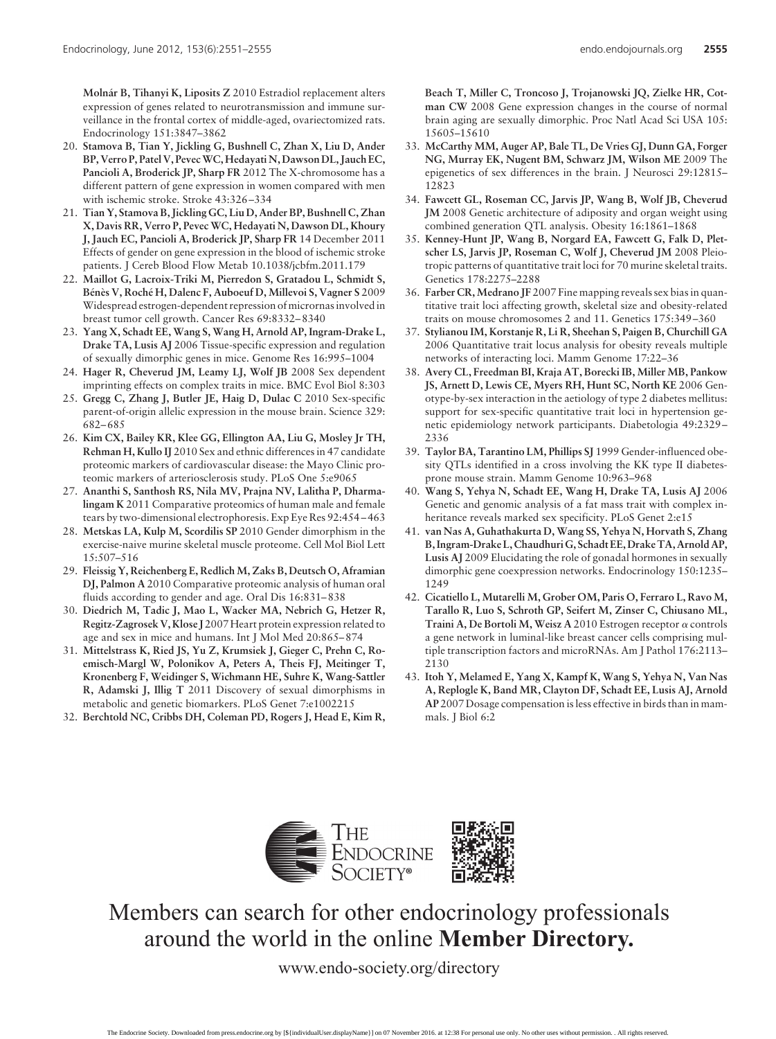Molnár B, Tihanyi K, Liposits Z 2010 Estradiol replacement alters expression of genes related to neurotransmission and immune surveillance in the frontal cortex of middle-aged, ovariectomized rats. Endocrinology 151:3847–3862

20. **Stamova B, Tian Y, Jickling G, Bushnell C, Zhan X, Liu D, Ander BP, Verro P, Patel V, Pevec WC, Hedayati N, Dawson DL, Jauch EC, Pancioli A, Broderick JP, Sharp FR** 2012 The X-chromosome has a different pattern of gene expression in women compared with men with ischemic stroke. Stroke 43:326–334
21. **Tian Y, Stamova B, Jickling GC, Liu D, Ander BP, Bushnell C, Zhan X, Davis RR, Verro P, Pevec WC, Hedayati N, Dawson DL, Khoury J, Jauch EC, Pancioli A, Broderick JP, Sharp FR** 14 December 2011 Effects of gender on gene expression in the blood of ischemic stroke patients. J Cereb Blood Flow Metab 10.1038/jcbfm.2011.179
22. **Maillot G, Lacroix-Triki M, Pierredon S, Gratadou L, Schmidt S, Bénès V, Roché H, Dalenc F, Auboeuf D, Millevoi S, Vagner S** 2009 Widespread estrogen-dependent repression of micrornas involved in breast tumor cell growth. Cancer Res 69:8332–8340
23. **Yang X, Schadt EE, Wang S, Wang H, Arnold AP, Ingram-Drake L, Drake TA, Lusis AJ** 2006 Tissue-specific expression and regulation of sexually dimorphic genes in mice. Genome Res 16:995–1004
24. **Hager R, Cheverud JM, Leamy LJ, Wolf JB** 2008 Sex dependent imprinting effects on complex traits in mice. BMC Evol Biol 8:303
25. **Gregg C, Zhang J, Butler JE, Haig D, Dulac C** 2010 Sex-specific parent-of-origin allelic expression in the mouse brain. Science 329: 682–685
26. **Kim CX, Bailey KR, Klee GG, Ellington AA, Liu G, Mosley Jr TH, Rehman H, Kullo IJ** 2010 Sex and ethnic differences in 47 candidate proteomic markers of cardiovascular disease: the Mayo Clinic proteomic markers of arteriosclerosis study. PLoS One 5:e9065
27. **Ananthi S, Santhosh RS, Nila MV, Prajna NV, Lalitha P, Dharmalingam K** 2011 Comparative proteomics of human male and female tears by two-dimensional electrophoresis. Exp Eye Res 92:454–463
28. **Metskas LA, Kulp M, Scordilis SP** 2010 Gender dimorphism in the exercise-naive murine skeletal muscle proteome. Cell Mol Biol Lett 15:507–516
29. **Fleissig Y, Reichenberg E, Redlich M, Zaks B, Deutsch O, Aframian DJ, Palmon A** 2010 Comparative proteomic analysis of human oral fluids according to gender and age. Oral Dis 16:831–838
30. **Diedrich M, Tadic J, Mao L, Wacker MA, Nebrich G, Hetzer R, Regitz-Zagrosek V, Klose J** 2007 Heart protein expression related to age and sex in mice and humans. Int J Mol Med 20:865–874
31. **Mittelstrass K, Ried JS, Yu Z, Krumsiek J, Gieger C, Prehn C, Roemisch-Margl W, Polonikov A, Peters A, Theis FJ, Meitinger T, Kronenberg F, Weidinger S, Wichmann HE, Suhre K, Wang-Sattler R, Adamski J, Illig T** 2011 Discovery of sexual dimorphisms in metabolic and genetic biomarkers. PLoS Genet 7:e1002215
32. **Berchtold NC, Cribbs DH, Coleman PD, Rogers J, Head E, Kim R, Beach T, Miller C, Troncoso J, Trojanowski JQ, Zielke HR, Cotman CW** 2008 Gene expression changes in the course of normal brain aging are sexually dimorphic. Proc Natl Acad Sci USA 105: 15605–15610
33. **McCarthy MM, Auger AP, Bale TL, De Vries GJ, Dunn GA, Forger NG, Murray EK, Nugent BM, Schwarz JM, Wilson ME** 2009 The epigenetics of sex differences in the brain. J Neurosci 29:12815–12823
34. **Fawcett GL, Roseman CC, Jarvis JP, Wang B, Wolf JB, Cheverud JM** 2008 Genetic architecture of adiposity and organ weight using combined generation QTL analysis. Obesity 16:1861–1868
35. **Kenney-Hunt JP, Wang B, Norgard EA, Fawcett G, Falk D, Pletscher LS, Jarvis JP, Roseman C, Wolf J, Cheverud JM** 2008 Pleiotropic patterns of quantitative trait loci for 70 murine skeletal traits. Genetics 178:2275–2288
36. **Farber CR, Medrano JF** 2007 Fine mapping reveals sex bias in quantitative trait loci affecting growth, skeletal size and obesity-related traits on mouse chromosomes 2 and 11. Genetics 175:349–360
37. **Stylianou IM, Korstanje R, Li R, Sheehan S, Paigen B, Churchill GA** 2006 Quantitative trait locus analysis for obesity reveals multiple networks of interacting loci. Mamm Genome 17:22–36
38. **Avery CL, Freedman BI, Kraja AT, Borecki IB, Miller MB, Pankow JS, Arnett D, Lewis CE, Myers RH, Hunt SC, North KE** 2006 Genotype-by-sex interaction in the aetiology of type 2 diabetes mellitus: support for sex-specific quantitative trait loci in hypertension genetic epidemiology network participants. Diabetologia 49:2329–2336
39. **Taylor BA, Tarantino LM, Phillips SJ** 1999 Gender-influenced obesity QTLs identified in a cross involving the KK type II diabetes-prone mouse strain. Mamm Genome 10:963–968
40. **Wang S, Yehya N, Schadt EE, Wang H, Drake TA, Lusis AJ** 2006 Genetic and genomic analysis of a fat mass trait with complex inheritance reveals marked sex specificity. PLoS Genet 2:e15
41. **van Nas A, Guhathakurta D, Wang SS, Yehya N, Horvath S, Zhang B, Ingram-Drake L, Chaudhuri G, Schadt EE, Drake TA, Arnold AP, Lusis AJ** 2009 Elucidating the role of gonadal hormones in sexually dimorphic gene coexpression networks. Endocrinology 150:1235–1249
42. **Cicatiello L, Mutarelli M, Grober OM, Paris O, Ferraro L, Ravo M, Tarallo R, Luo S, Schroth GP, Seifert M, Zinser C, Chiusano ML, Traini A, De Bortoli M, Weisz A** 2010 Estrogen receptor α controls a gene network in luminal-like breast cancer cells comprising multiple transcription factors and microRNAs. Am J Pathol 176:2113–2130
43. **Itoh Y, Melamed E, Yang X, Kampf K, Wang S, Yehya N, Van Nas A, Replogle K, Band MR, Clayton DF, Schadt EE, Lusis AJ, Arnold AP** 2007 Dosage compensation is less effective in birds than in mammals. J Biol 6:2

The Endocrine Society®

Members can search for other endocrinology professionals around the world in the online **Member Directory.**

www.endo-society.org/directory